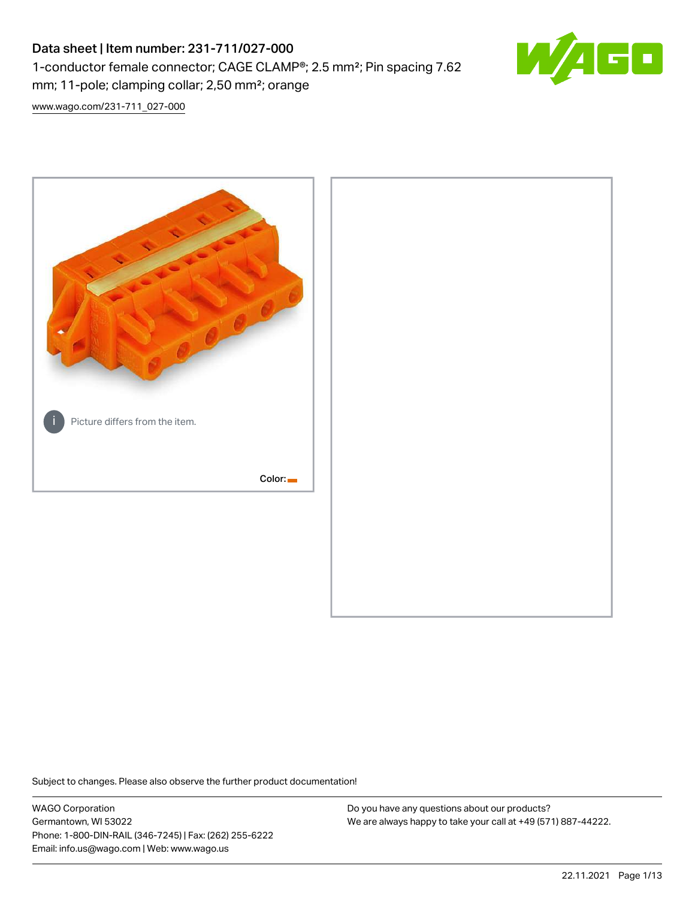# Data sheet | Item number: 231-711/027-000

1-conductor female connector; CAGE CLAMP®; 2.5 mm²; Pin spacing 7.62 mm; 11-pole; clamping collar; 2,50 mm²; orange

www.wago.com/231-711_027-000

Picture differs from the item.

Color:

Subject to changes. Please also observe the further product documentation!

WAGO Corporation
Germantown, WI 53022
Phone: 1-800-DIN-RAIL (346-7245) | Fax: (262) 255-6222
Email: info.us@wago.com | Web: www.wago.us

Do you have any questions about our products?
We are always happy to take your call at +49 (571) 887-44222.

22.11.2021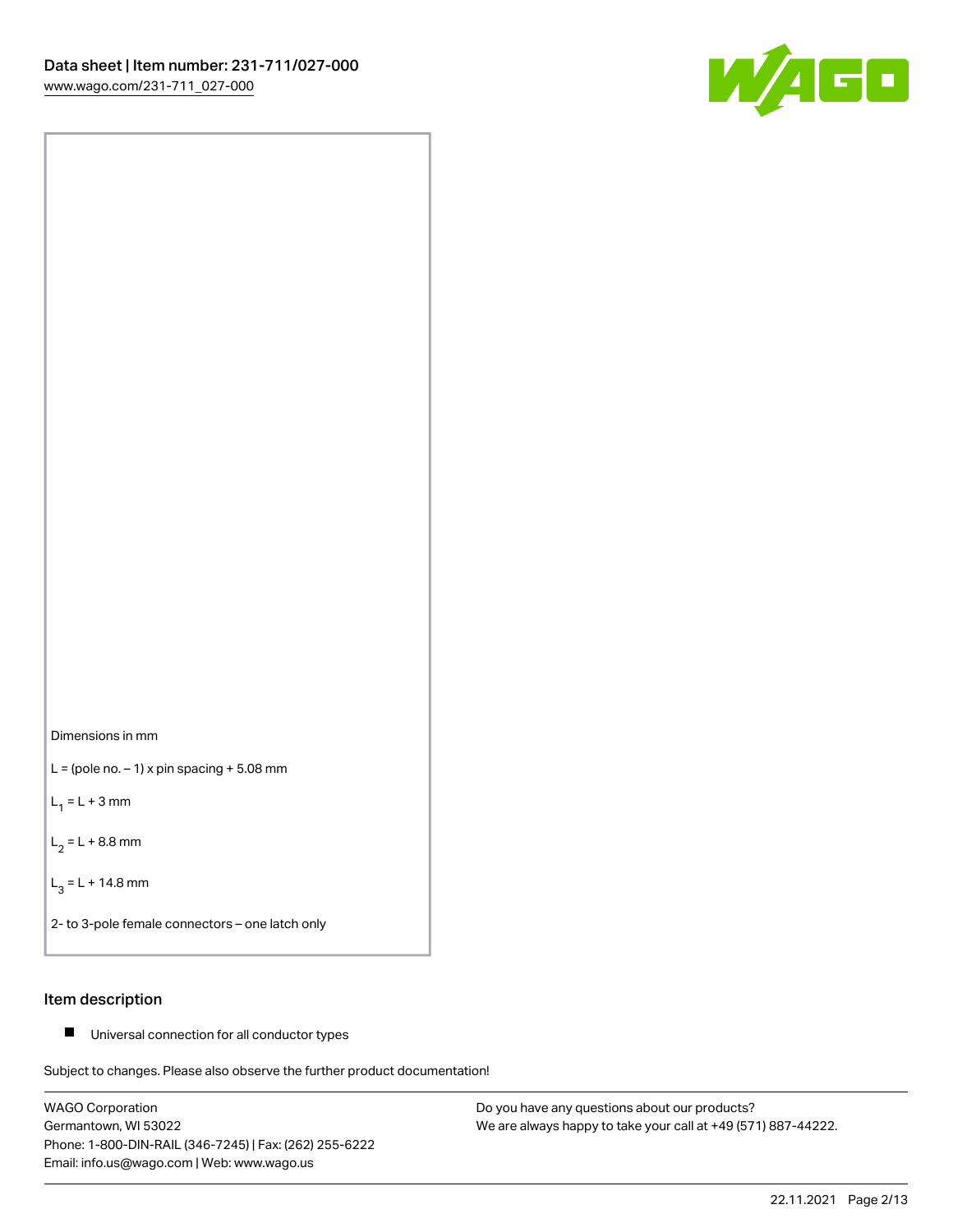Dimensions in mm

L = (pole no. – 1) x pin spacing + 5.08 mm

$L_1$ = L + 3 mm

$L_2$ = L + 8.8 mm

$L_3$ = L + 14.8 mm

2- to 3-pole female connectors – one latch only

## Item description

- Universal connection for all conductor types

Subject to changes. Please also observe the further product documentation!

WAGO Corporation
Germantown, WI 53022
Phone: 1-800-DIN-RAIL (346-7245) | Fax: (262) 255-6222
Email: info.us@wago.com | Web: www.wago.us

Do you have any questions about our products?
We are always happy to take your call at +49 (571) 887-44222.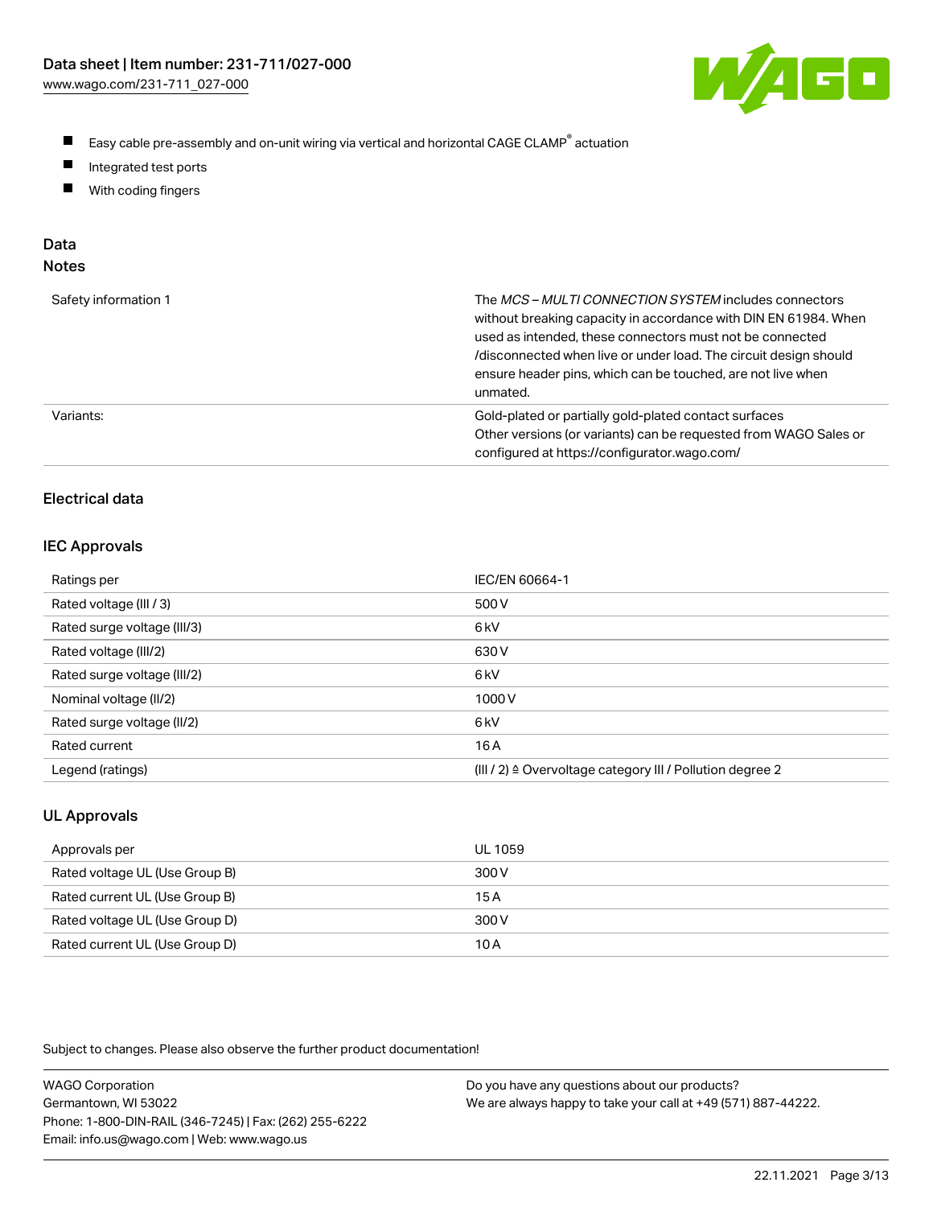- Easy cable pre-assembly and on-unit wiring via vertical and horizontal CAGE CLAMP® actuation
- Integrated test ports
- With coding fingers

## Data

### Notes

| | |
|---|---|
| Safety information 1 | The *MCS – MULTI CONNECTION SYSTEM* includes connectors without breaking capacity in accordance with DIN EN 61984. When used as intended, these connectors must not be connected /disconnected when live or under load. The circuit design should ensure header pins, which can be touched, are not live when unmated. |
| Variants: | Gold-plated or partially gold-plated contact surfaces<br>Other versions (or variants) can be requested from WAGO Sales or configured at https://configurator.wago.com/ |

### Electrical data

### IEC Approvals

| | |
|---|---|
| Ratings per | IEC/EN 60664-1 |
| Rated voltage (III / 3) | 500 V |
| Rated surge voltage (III/3) | 6 kV |
| Rated voltage (III/2) | 630 V |
| Rated surge voltage (III/2) | 6 kV |
| Nominal voltage (II/2) | 1000 V |
| Rated surge voltage (II/2) | 6 kV |
| Rated current | 16 A |
| Legend (ratings) | (III / 2) ≙ Overvoltage category III / Pollution degree 2 |

### UL Approvals

| | |
|---|---|
| Approvals per | UL 1059 |
| Rated voltage UL (Use Group B) | 300 V |
| Rated current UL (Use Group B) | 15 A |
| Rated voltage UL (Use Group D) | 300 V |
| Rated current UL (Use Group D) | 10 A |

Subject to changes. Please also observe the further product documentation!

WAGO Corporation
Germantown, WI 53022
Phone: 1-800-DIN-RAIL (346-7245) | Fax: (262) 255-6222
Email: info.us@wago.com | Web: www.wago.us

Do you have any questions about our products?
We are always happy to take your call at +49 (571) 887-44222.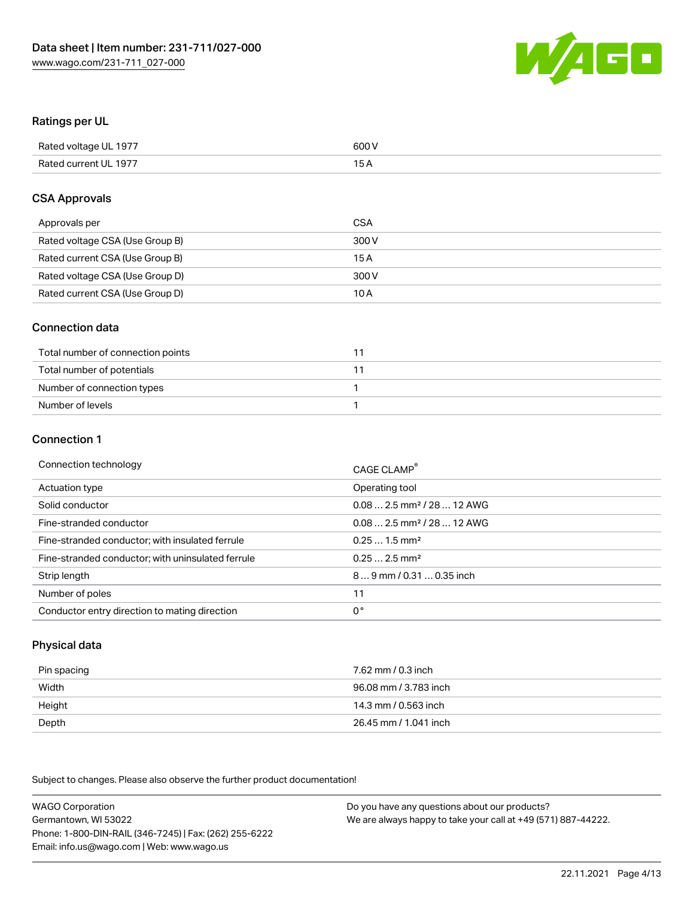## Ratings per UL

| | |
|---|---|
| Rated voltage UL 1977 | 600 V |
| Rated current UL 1977 | 15 A |

## CSA Approvals

| | |
|---|---|
| Approvals per | CSA |
| Rated voltage CSA (Use Group B) | 300 V |
| Rated current CSA (Use Group B) | 15 A |
| Rated voltage CSA (Use Group D) | 300 V |
| Rated current CSA (Use Group D) | 10 A |

## Connection data

| | |
|---|---|
| Total number of connection points | 11 |
| Total number of potentials | 11 |
| Number of connection types | 1 |
| Number of levels | 1 |

## Connection 1

| | |
|---|---|
| Connection technology | CAGE CLAMP® |
| Actuation type | Operating tool |
| Solid conductor | 0.08 … 2.5 mm² / 28 … 12 AWG |
| Fine-stranded conductor | 0.08 … 2.5 mm² / 28 … 12 AWG |
| Fine-stranded conductor; with insulated ferrule | 0.25 … 1.5 mm² |
| Fine-stranded conductor; with uninsulated ferrule | 0.25 … 2.5 mm² |
| Strip length | 8 … 9 mm / 0.31 … 0.35 inch |
| Number of poles | 11 |
| Conductor entry direction to mating direction | 0° |

## Physical data

| | |
|---|---|
| Pin spacing | 7.62 mm / 0.3 inch |
| Width | 96.08 mm / 3.783 inch |
| Height | 14.3 mm / 0.563 inch |
| Depth | 26.45 mm / 1.041 inch |

Subject to changes. Please also observe the further product documentation!

WAGO Corporation
Germantown, WI 53022
Phone: 1-800-DIN-RAIL (346-7245) | Fax: (262) 255-6222
Email: info.us@wago.com | Web: www.wago.us

Do you have any questions about our products?
We are always happy to take your call at +49 (571) 887-44222.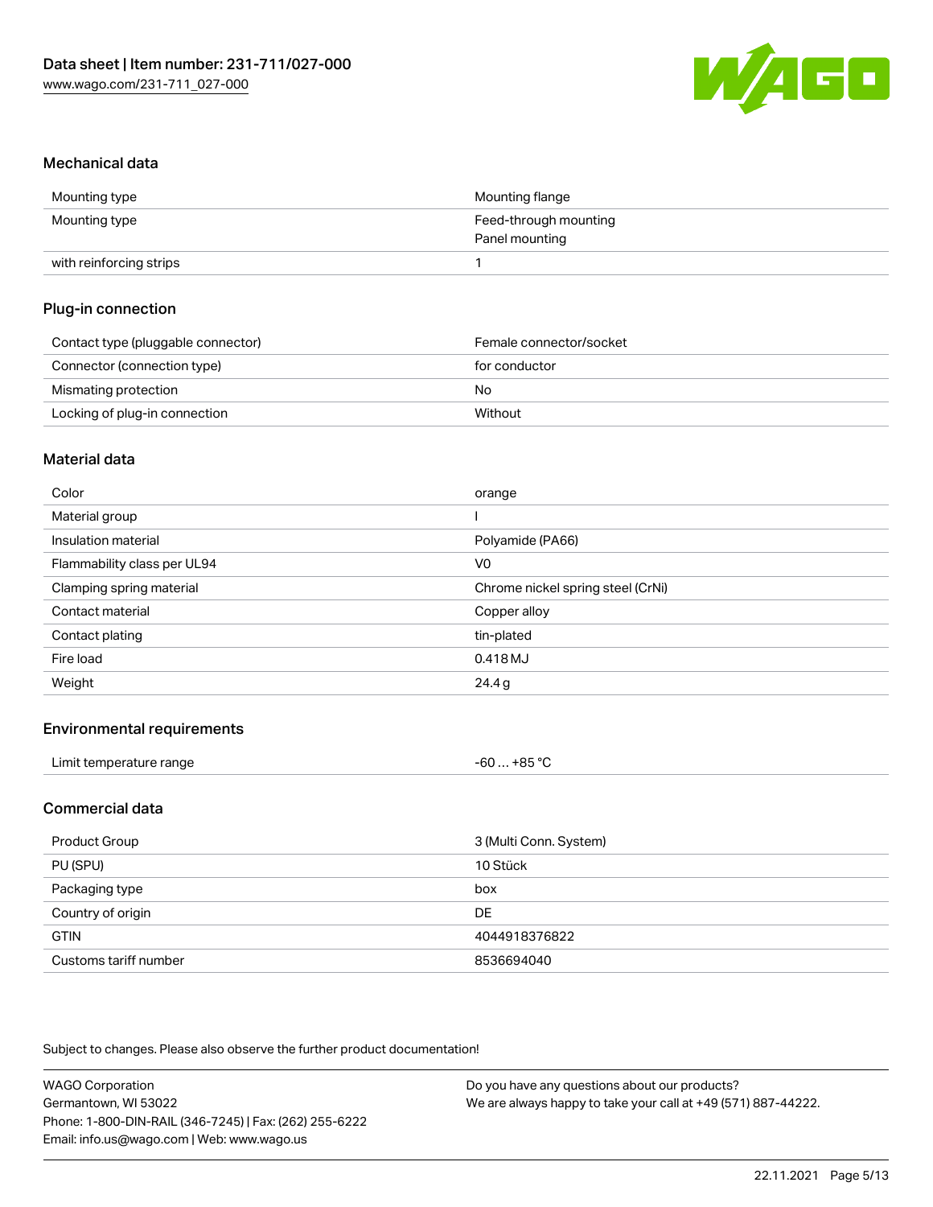## Mechanical data

| | |
|---|---|
| Mounting type | Mounting flange |
| Mounting type | Feed-through mounting<br>Panel mounting |
| with reinforcing strips | 1 |

## Plug-in connection

| | |
|---|---|
| Contact type (pluggable connector) | Female connector/socket |
| Connector (connection type) | for conductor |
| Mismating protection | No |
| Locking of plug-in connection | Without |

## Material data

| | |
|---|---|
| Color | orange |
| Material group | I |
| Insulation material | Polyamide (PA66) |
| Flammability class per UL94 | V0 |
| Clamping spring material | Chrome nickel spring steel (CrNi) |
| Contact material | Copper alloy |
| Contact plating | tin-plated |
| Fire load | 0.418 MJ |
| Weight | 24.4 g |

## Environmental requirements

| | |
|---|---|
| Limit temperature range | -60 … +85 °C |

## Commercial data

| | |
|---|---|
| Product Group | 3 (Multi Conn. System) |
| PU (SPU) | 10 Stück |
| Packaging type | box |
| Country of origin | DE |
| GTIN | 4044918376822 |
| Customs tariff number | 8536694040 |

Subject to changes. Please also observe the further product documentation!

WAGO Corporation
Germantown, WI 53022
Phone: 1-800-DIN-RAIL (346-7245) | Fax: (262) 255-6222
Email: info.us@wago.com | Web: www.wago.us

Do you have any questions about our products?
We are always happy to take your call at +49 (571) 887-44222.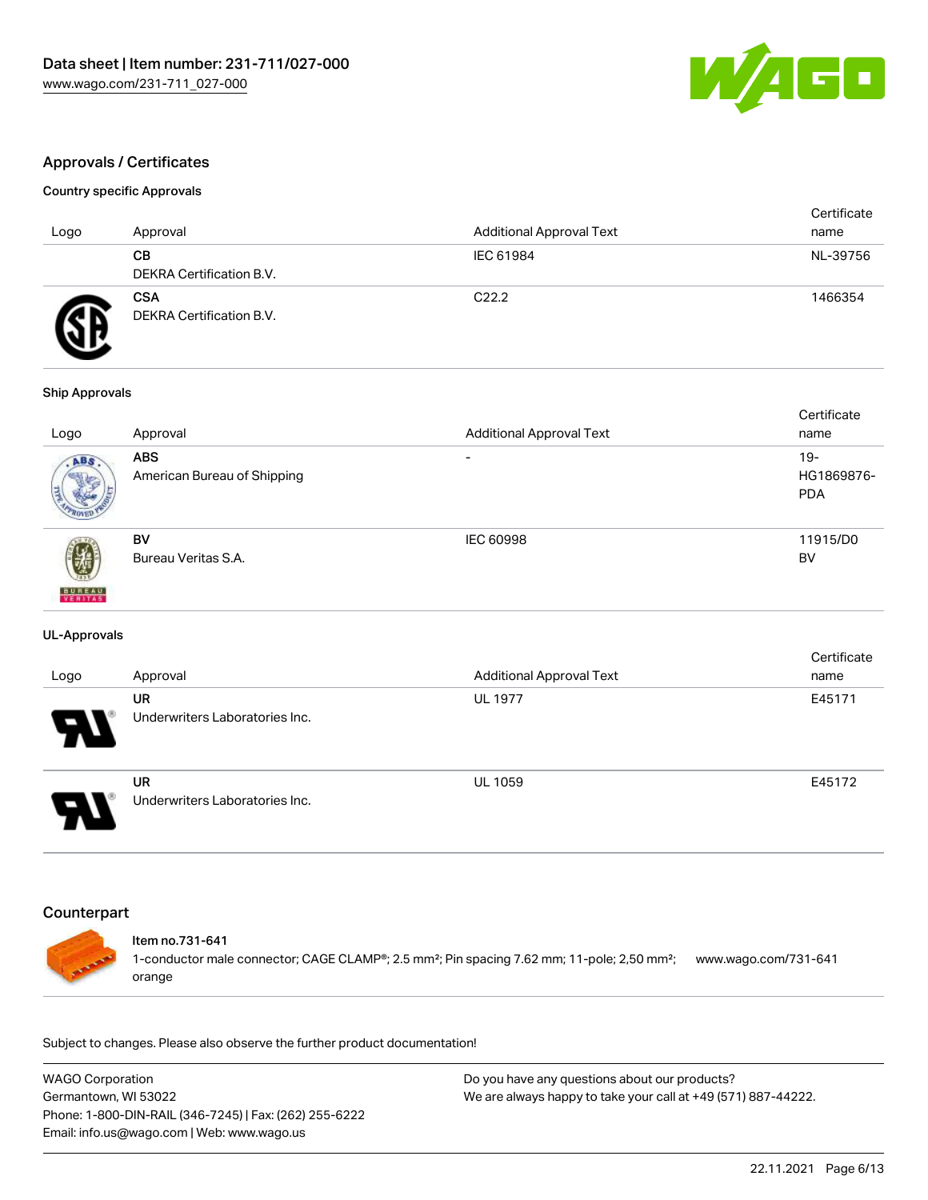## Approvals / Certificates

### Country specific Approvals

| Logo | Approval | Additional Approval Text | Certificate name |
|---|---|---|---|
| | **CB**<br>DEKRA Certification B.V. | IEC 61984 | NL-39756 |
| | **CSA**<br>DEKRA Certification B.V. | C22.2 | 1466354 |

### Ship Approvals

| Logo | Approval | Additional Approval Text | Certificate name |
|---|---|---|---|
| | **ABS**<br>American Bureau of Shipping | - | 19-HG1869876-PDA |
| | **BV**<br>Bureau Veritas S.A. | IEC 60998 | 11915/D0 BV |

### UL-Approvals

| Logo | Approval | Additional Approval Text | Certificate name |
|---|---|---|---|
| | **UR**<br>Underwriters Laboratories Inc. | UL 1977 | E45171 |
| | **UR**<br>Underwriters Laboratories Inc. | UL 1059 | E45172 |

## Counterpart

**Item no.731-641**
1-conductor male connector; CAGE CLAMP®; 2.5 mm²; Pin spacing 7.62 mm; 11-pole; 2,50 mm²; orange — www.wago.com/731-641

Subject to changes. Please also observe the further product documentation!

WAGO Corporation
Germantown, WI 53022
Phone: 1-800-DIN-RAIL (346-7245) | Fax: (262) 255-6222
Email: info.us@wago.com | Web: www.wago.us

Do you have any questions about our products?
We are always happy to take your call at +49 (571) 887-44222.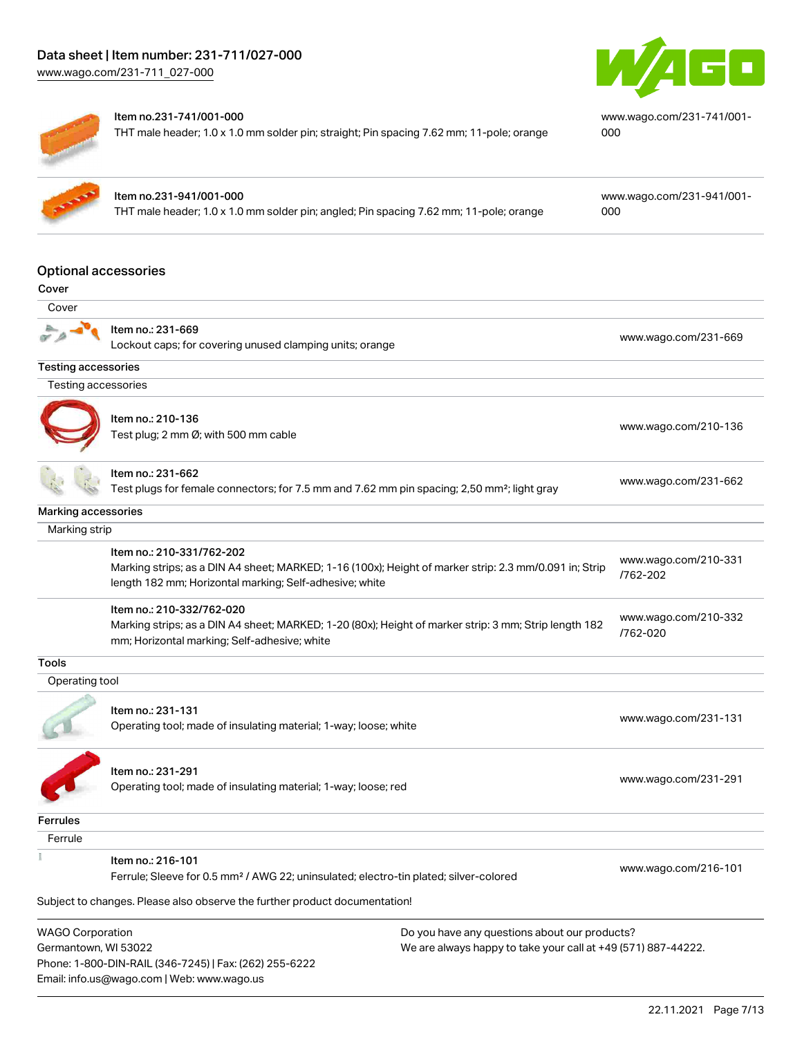| Item | Link |
| --- | --- |
| **Item no.231-741/001-000**<br>THT male header; 1.0 x 1.0 mm solder pin; straight; Pin spacing 7.62 mm; 11-pole; orange | www.wago.com/231-741/001-000 |
| **Item no.231-941/001-000**<br>THT male header; 1.0 x 1.0 mm solder pin; angled; Pin spacing 7.62 mm; 11-pole; orange | www.wago.com/231-941/001-000 |

## Optional accessories

### Cover

**Cover**

| Item | Link |
| --- | --- |
| Item no.: 231-669<br>Lockout caps; for covering unused clamping units; orange | www.wago.com/231-669 |

### Testing accessories

**Testing accessories**

| Item | Link |
| --- | --- |
| Item no.: 210-136<br>Test plug; 2 mm Ø; with 500 mm cable | www.wago.com/210-136 |
| Item no.: 231-662<br>Test plugs for female connectors; for 7.5 mm and 7.62 mm pin spacing; 2,50 mm²; light gray | www.wago.com/231-662 |

### Marking accessories

**Marking strip**

| Item | Link |
| --- | --- |
| Item no.: 210-331/762-202<br>Marking strips; as a DIN A4 sheet; MARKED; 1-16 (100x); Height of marker strip: 2.3 mm/0.091 in; Strip length 182 mm; Horizontal marking; Self-adhesive; white | www.wago.com/210-331/762-202 |
| Item no.: 210-332/762-020<br>Marking strips; as a DIN A4 sheet; MARKED; 1-20 (80x); Height of marker strip: 3 mm; Strip length 182 mm; Horizontal marking; Self-adhesive; white | www.wago.com/210-332/762-020 |

### Tools

**Operating tool**

| Item | Link |
| --- | --- |
| Item no.: 231-131<br>Operating tool; made of insulating material; 1-way; loose; white | www.wago.com/231-131 |
| Item no.: 231-291<br>Operating tool; made of insulating material; 1-way; loose; red | www.wago.com/231-291 |

### Ferrules

**Ferrule**

| Item | Link |
| --- | --- |
| Item no.: 216-101<br>Ferrule; Sleeve for 0.5 mm² / AWG 22; uninsulated; electro-tin plated; silver-colored | www.wago.com/216-101 |

Subject to changes. Please also observe the further product documentation!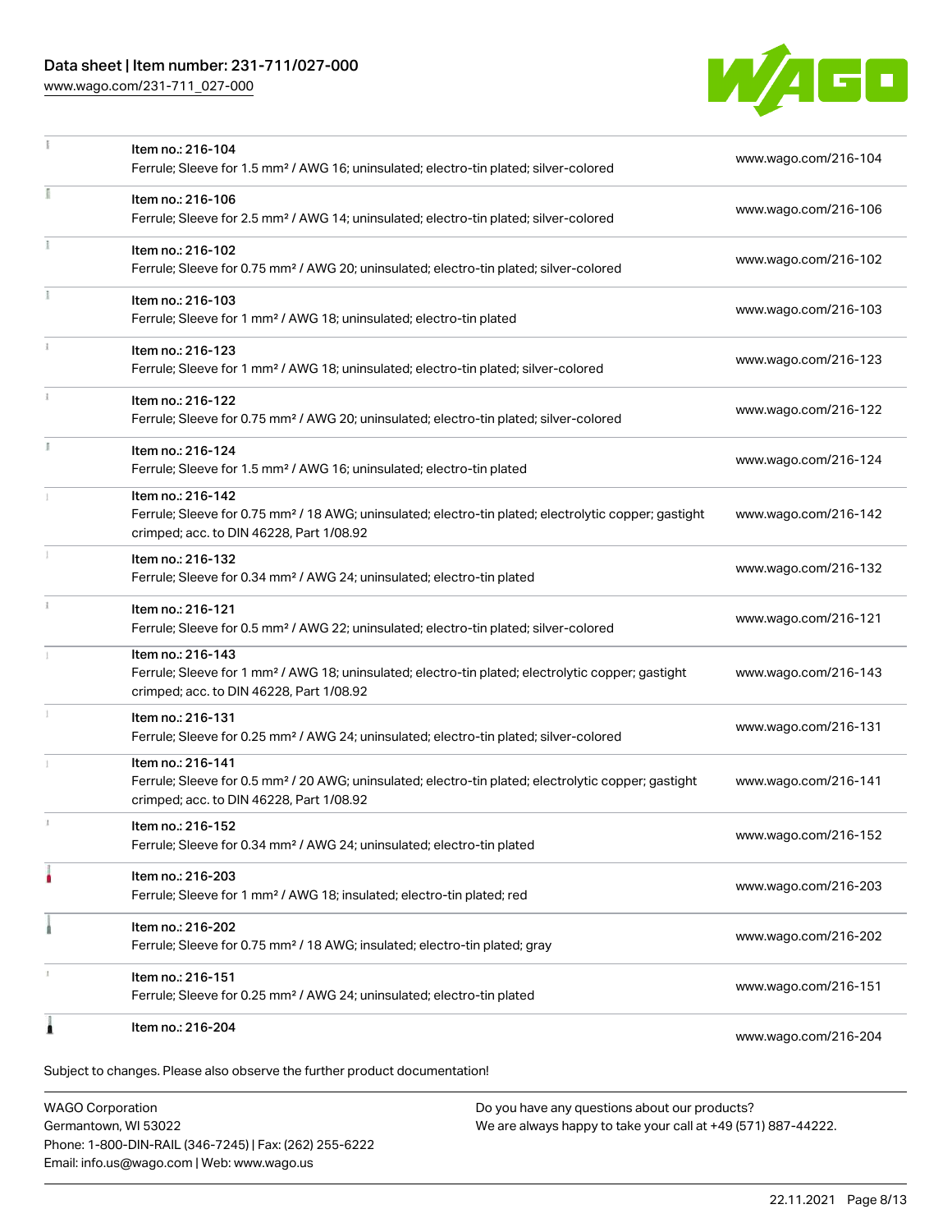| | | |
|---|---|---|
| | Item no.: 216-104<br>Ferrule; Sleeve for 1.5 mm² / AWG 16; uninsulated; electro-tin plated; silver-colored | www.wago.com/216-104 |
| | Item no.: 216-106<br>Ferrule; Sleeve for 2.5 mm² / AWG 14; uninsulated; electro-tin plated; silver-colored | www.wago.com/216-106 |
| | Item no.: 216-102<br>Ferrule; Sleeve for 0.75 mm² / AWG 20; uninsulated; electro-tin plated; silver-colored | www.wago.com/216-102 |
| | Item no.: 216-103<br>Ferrule; Sleeve for 1 mm² / AWG 18; uninsulated; electro-tin plated | www.wago.com/216-103 |
| | Item no.: 216-123<br>Ferrule; Sleeve for 1 mm² / AWG 18; uninsulated; electro-tin plated; silver-colored | www.wago.com/216-123 |
| | Item no.: 216-122<br>Ferrule; Sleeve for 0.75 mm² / AWG 20; uninsulated; electro-tin plated; silver-colored | www.wago.com/216-122 |
| | Item no.: 216-124<br>Ferrule; Sleeve for 1.5 mm² / AWG 16; uninsulated; electro-tin plated | www.wago.com/216-124 |
| | Item no.: 216-142<br>Ferrule; Sleeve for 0.75 mm² / 18 AWG; uninsulated; electro-tin plated; electrolytic copper; gastight crimped; acc. to DIN 46228, Part 1/08.92 | www.wago.com/216-142 |
| | Item no.: 216-132<br>Ferrule; Sleeve for 0.34 mm² / AWG 24; uninsulated; electro-tin plated | www.wago.com/216-132 |
| | Item no.: 216-121<br>Ferrule; Sleeve for 0.5 mm² / AWG 22; uninsulated; electro-tin plated; silver-colored | www.wago.com/216-121 |
| | Item no.: 216-143<br>Ferrule; Sleeve for 1 mm² / AWG 18; uninsulated; electro-tin plated; electrolytic copper; gastight crimped; acc. to DIN 46228, Part 1/08.92 | www.wago.com/216-143 |
| | Item no.: 216-131<br>Ferrule; Sleeve for 0.25 mm² / AWG 24; uninsulated; electro-tin plated; silver-colored | www.wago.com/216-131 |
| | Item no.: 216-141<br>Ferrule; Sleeve for 0.5 mm² / 20 AWG; uninsulated; electro-tin plated; electrolytic copper; gastight crimped; acc. to DIN 46228, Part 1/08.92 | www.wago.com/216-141 |
| | Item no.: 216-152<br>Ferrule; Sleeve for 0.34 mm² / AWG 24; uninsulated; electro-tin plated | www.wago.com/216-152 |
| | Item no.: 216-203<br>Ferrule; Sleeve for 1 mm² / AWG 18; insulated; electro-tin plated; red | www.wago.com/216-203 |
| | Item no.: 216-202<br>Ferrule; Sleeve for 0.75 mm² / 18 AWG; insulated; electro-tin plated; gray | www.wago.com/216-202 |
| | Item no.: 216-151<br>Ferrule; Sleeve for 0.25 mm² / AWG 24; uninsulated; electro-tin plated | www.wago.com/216-151 |
| | Item no.: 216-204 | www.wago.com/216-204 |

Subject to changes. Please also observe the further product documentation!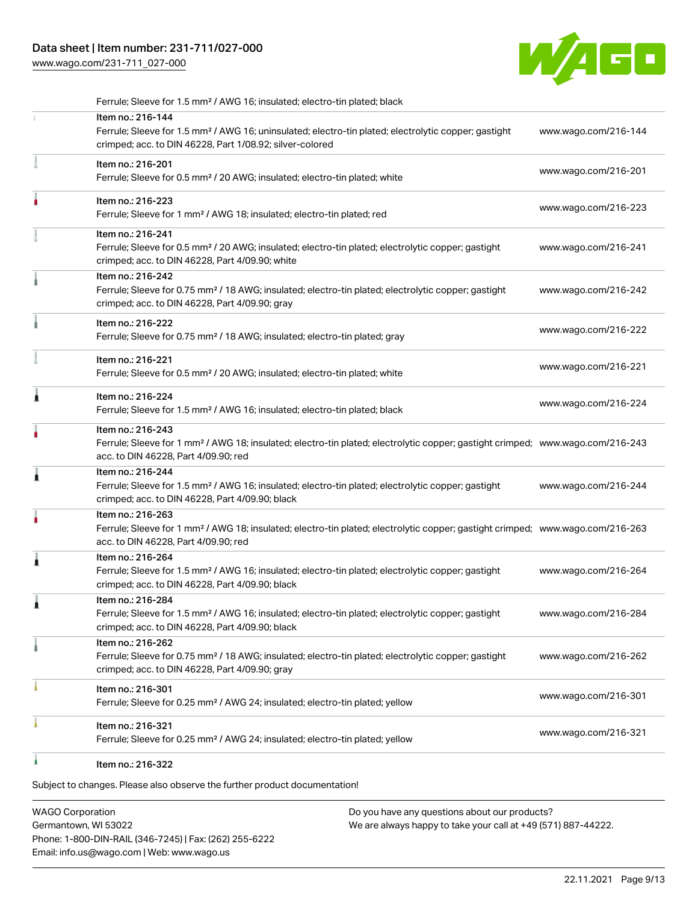Ferrule; Sleeve for 1.5 mm² / AWG 16; insulated; electro-tin plated; black

| Item | Link |
|---|---|
| Item no.: 216-144<br>Ferrule; Sleeve for 1.5 mm² / AWG 16; uninsulated; electro-tin plated; electrolytic copper; gastight crimped; acc. to DIN 46228, Part 1/08.92; silver-colored | www.wago.com/216-144 |
| Item no.: 216-201<br>Ferrule; Sleeve for 0.5 mm² / 20 AWG; insulated; electro-tin plated; white | www.wago.com/216-201 |
| Item no.: 216-223<br>Ferrule; Sleeve for 1 mm² / AWG 18; insulated; electro-tin plated; red | www.wago.com/216-223 |
| Item no.: 216-241<br>Ferrule; Sleeve for 0.5 mm² / 20 AWG; insulated; electro-tin plated; electrolytic copper; gastight crimped; acc. to DIN 46228, Part 4/09.90; white | www.wago.com/216-241 |
| Item no.: 216-242<br>Ferrule; Sleeve for 0.75 mm² / 18 AWG; insulated; electro-tin plated; electrolytic copper; gastight crimped; acc. to DIN 46228, Part 4/09.90; gray | www.wago.com/216-242 |
| Item no.: 216-222<br>Ferrule; Sleeve for 0.75 mm² / 18 AWG; insulated; electro-tin plated; gray | www.wago.com/216-222 |
| Item no.: 216-221<br>Ferrule; Sleeve for 0.5 mm² / 20 AWG; insulated; electro-tin plated; white | www.wago.com/216-221 |
| Item no.: 216-224<br>Ferrule; Sleeve for 1.5 mm² / AWG 16; insulated; electro-tin plated; black | www.wago.com/216-224 |
| Item no.: 216-243<br>Ferrule; Sleeve for 1 mm² / AWG 18; insulated; electro-tin plated; electrolytic copper; gastight crimped; acc. to DIN 46228, Part 4/09.90; red | www.wago.com/216-243 |
| Item no.: 216-244<br>Ferrule; Sleeve for 1.5 mm² / AWG 16; insulated; electro-tin plated; electrolytic copper; gastight crimped; acc. to DIN 46228, Part 4/09.90; black | www.wago.com/216-244 |
| Item no.: 216-263<br>Ferrule; Sleeve for 1 mm² / AWG 18; insulated; electro-tin plated; electrolytic copper; gastight crimped; acc. to DIN 46228, Part 4/09.90; red | www.wago.com/216-263 |
| Item no.: 216-264<br>Ferrule; Sleeve for 1.5 mm² / AWG 16; insulated; electro-tin plated; electrolytic copper; gastight crimped; acc. to DIN 46228, Part 4/09.90; black | www.wago.com/216-264 |
| Item no.: 216-284<br>Ferrule; Sleeve for 1.5 mm² / AWG 16; insulated; electro-tin plated; electrolytic copper; gastight crimped; acc. to DIN 46228, Part 4/09.90; black | www.wago.com/216-284 |
| Item no.: 216-262<br>Ferrule; Sleeve for 0.75 mm² / 18 AWG; insulated; electro-tin plated; electrolytic copper; gastight crimped; acc. to DIN 46228, Part 4/09.90; gray | www.wago.com/216-262 |
| Item no.: 216-301<br>Ferrule; Sleeve for 0.25 mm² / AWG 24; insulated; electro-tin plated; yellow | www.wago.com/216-301 |
| Item no.: 216-321<br>Ferrule; Sleeve for 0.25 mm² / AWG 24; insulated; electro-tin plated; yellow | www.wago.com/216-321 |
| Item no.: 216-322 | |

Subject to changes. Please also observe the further product documentation!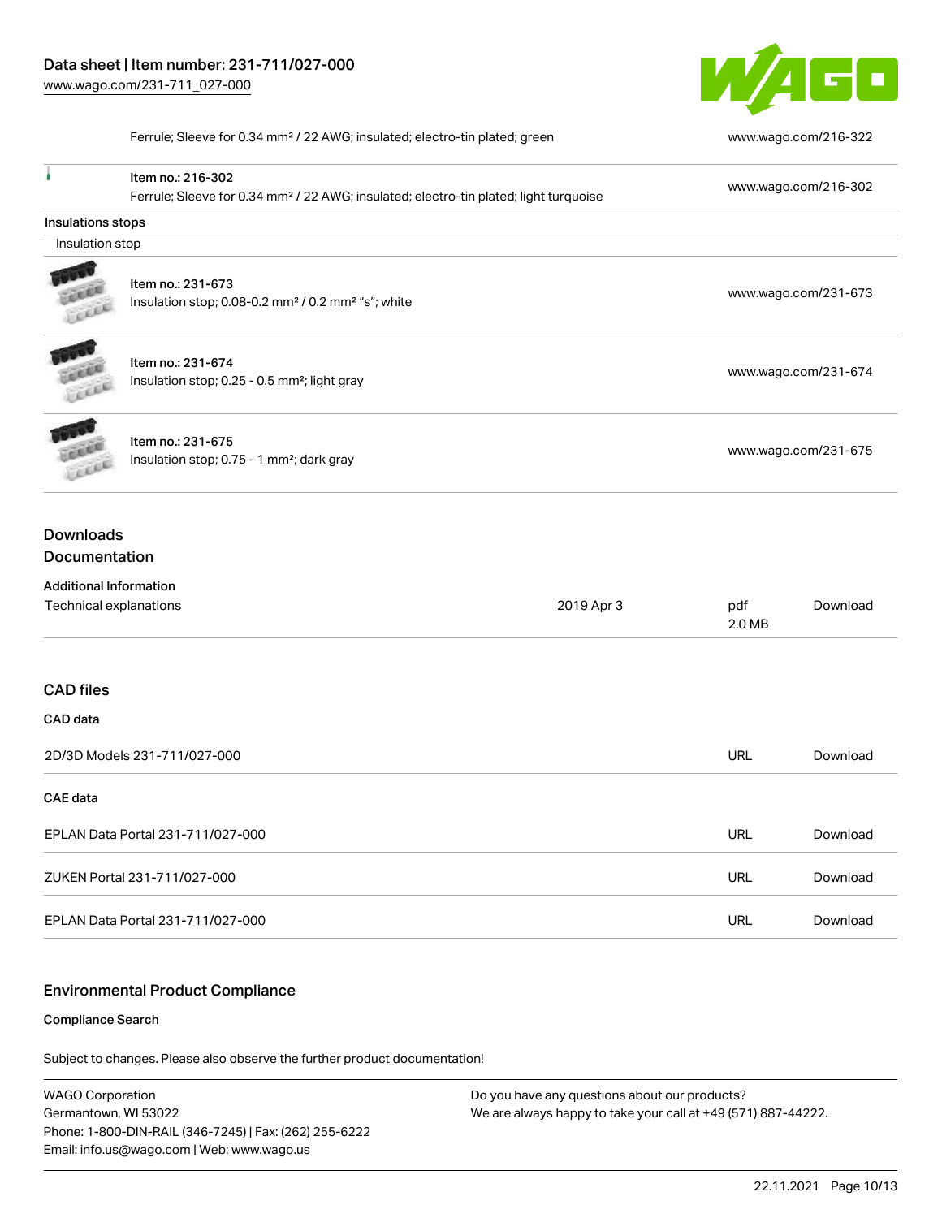| | | |
|---|---|---|
| | Ferrule; Sleeve for 0.34 mm² / 22 AWG; insulated; electro-tin plated; green | www.wago.com/216-322 |
| | Item no.: 216-302<br>Ferrule; Sleeve for 0.34 mm² / 22 AWG; insulated; electro-tin plated; light turquoise | www.wago.com/216-302 |

**Insulations stops**

Insulation stop

| | | |
|---|---|---|
| | Item no.: 231-673<br>Insulation stop; 0.08-0.2 mm² / 0.2 mm² "s"; white | www.wago.com/231-673 |
| | Item no.: 231-674<br>Insulation stop; 0.25 - 0.5 mm²; light gray | www.wago.com/231-674 |
| | Item no.: 231-675<br>Insulation stop; 0.75 - 1 mm²; dark gray | www.wago.com/231-675 |

## Downloads

### Documentation

**Additional Information**

| | | | |
|---|---|---|---|
| Technical explanations | 2019 Apr 3 | pdf<br>2.0 MB | Download |

### CAD files

**CAD data**

| | | |
|---|---|---|
| 2D/3D Models 231-711/027-000 | URL | Download |

**CAE data**

| | | |
|---|---|---|
| EPLAN Data Portal 231-711/027-000 | URL | Download |
| ZUKEN Portal 231-711/027-000 | URL | Download |
| EPLAN Data Portal 231-711/027-000 | URL | Download |

### Environmental Product Compliance

**Compliance Search**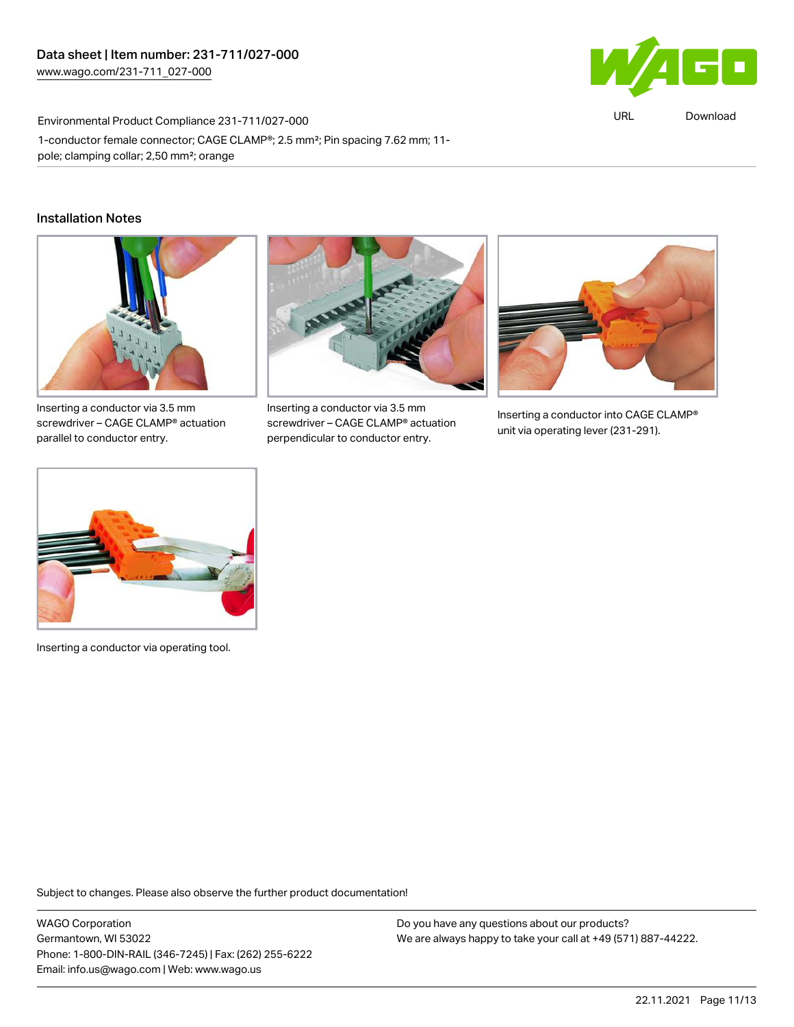Environmental Product Compliance 231-711/027-000

1-conductor female connector; CAGE CLAMP®; 2.5 mm²; Pin spacing 7.62 mm; 11-pole; clamping collar; 2,50 mm²; orange

## Installation Notes

Inserting a conductor via 3.5 mm screwdriver – CAGE CLAMP® actuation parallel to conductor entry.

Inserting a conductor via 3.5 mm screwdriver – CAGE CLAMP® actuation perpendicular to conductor entry.

Inserting a conductor into CAGE CLAMP® unit via operating lever (231-291).

Inserting a conductor via operating tool.

Subject to changes. Please also observe the further product documentation!

WAGO Corporation
Germantown, WI 53022
Phone: 1-800-DIN-RAIL (346-7245) | Fax: (262) 255-6222
Email: info.us@wago.com | Web: www.wago.us

Do you have any questions about our products?
We are always happy to take your call at +49 (571) 887-44222.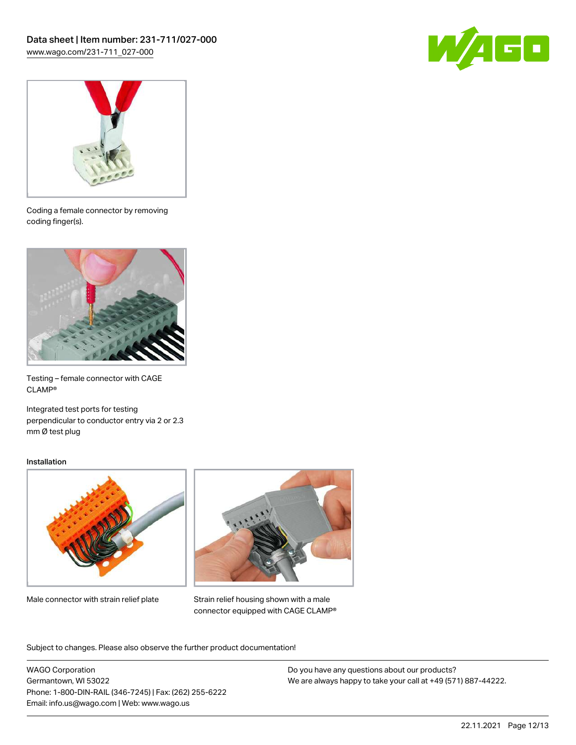Coding a female connector by removing coding finger(s).

Testing – female connector with CAGE CLAMP®

Integrated test ports for testing perpendicular to conductor entry via 2 or 2.3 mm Ø test plug

Installation

Male connector with strain relief plate

Strain relief housing shown with a male connector equipped with CAGE CLAMP®

Subject to changes. Please also observe the further product documentation!

WAGO Corporation
Germantown, WI 53022
Phone: 1-800-DIN-RAIL (346-7245) | Fax: (262) 255-6222
Email: info.us@wago.com | Web: www.wago.us

Do you have any questions about our products?
We are always happy to take your call at +49 (571) 887-44222.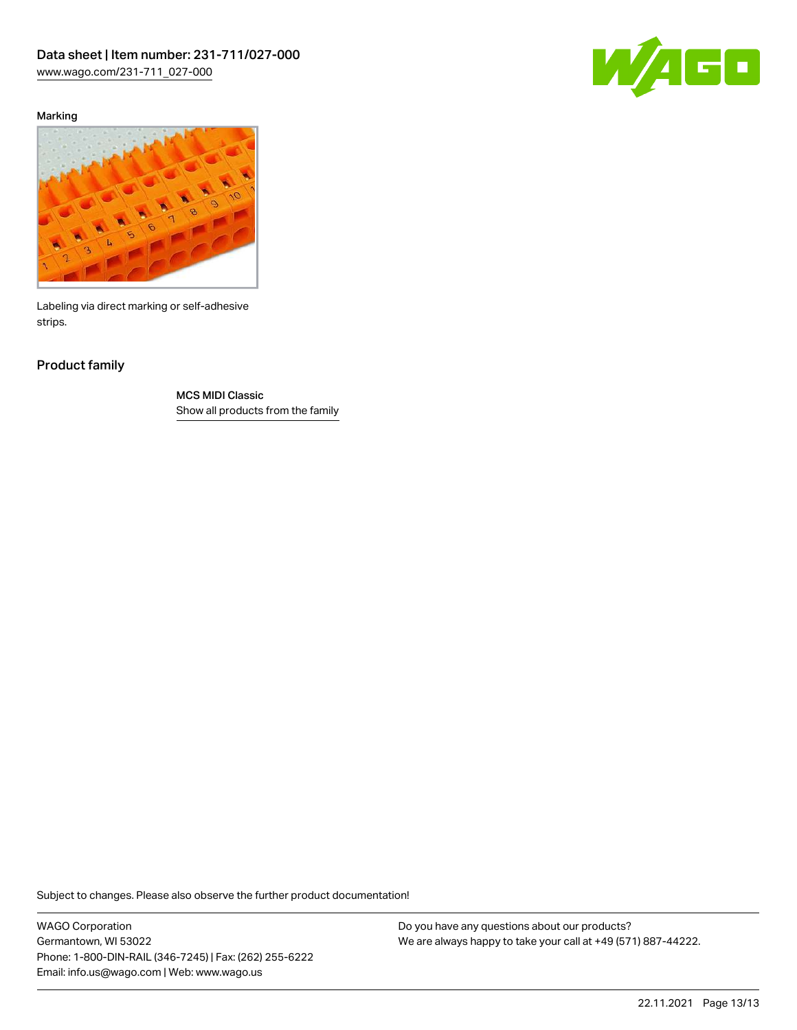Marking

Labeling via direct marking or self-adhesive strips.

## Product family

MCS MIDI Classic
Show all products from the family

Subject to changes. Please also observe the further product documentation!

WAGO Corporation
Germantown, WI 53022
Phone: 1-800-DIN-RAIL (346-7245) | Fax: (262) 255-6222
Email: info.us@wago.com | Web: www.wago.us

Do you have any questions about our products?
We are always happy to take your call at +49 (571) 887-44222.